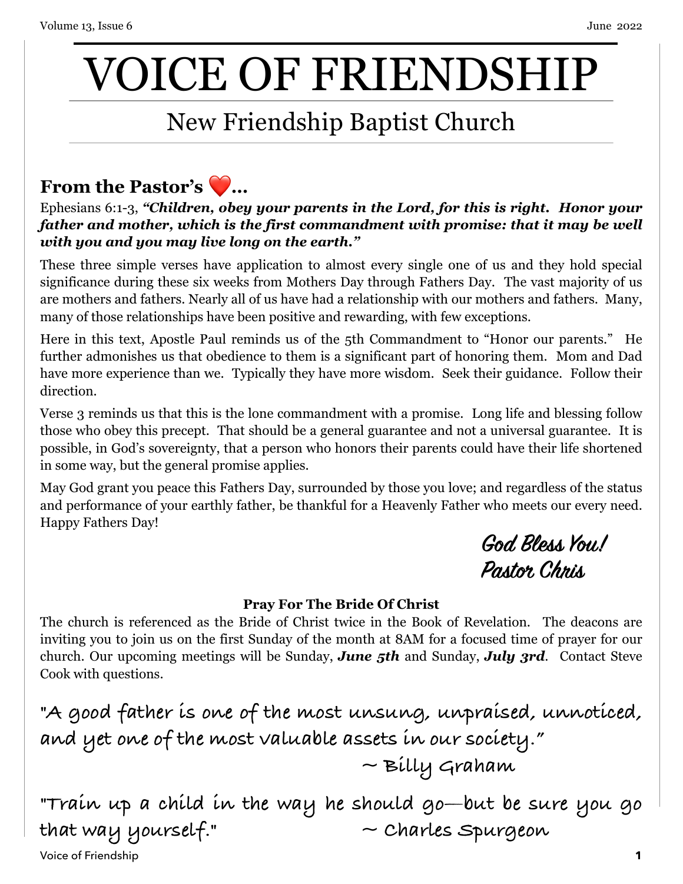# VOICE OF FRIENDSHIP

## New Friendship Baptist Church

### From the Pastor's ❤️...

Ephesians 6:1-3, ***"Children, obey your parents in the Lord, for this is right. Honor your father and mother, which is the first commandment with promise: that it may be well with you and you may live long on the earth."***

These three simple verses have application to almost every single one of us and they hold special significance during these six weeks from Mothers Day through Fathers Day. The vast majority of us are mothers and fathers. Nearly all of us have had a relationship with our mothers and fathers. Many, many of those relationships have been positive and rewarding, with few exceptions.

Here in this text, Apostle Paul reminds us of the 5th Commandment to "Honor our parents." He further admonishes us that obedience to them is a significant part of honoring them. Mom and Dad have more experience than we. Typically they have more wisdom. Seek their guidance. Follow their direction.

Verse 3 reminds us that this is the lone commandment with a promise. Long life and blessing follow those who obey this precept. That should be a general guarantee and not a universal guarantee. It is possible, in God's sovereignty, that a person who honors their parents could have their life shortened in some way, but the general promise applies.

May God grant you peace this Fathers Day, surrounded by those you love; and regardless of the status and performance of your earthly father, be thankful for a Heavenly Father who meets our every need. Happy Fathers Day!

*God Bless You!*
*Pastor Chris*

**Pray For The Bride Of Christ**

The church is referenced as the Bride of Christ twice in the Book of Revelation. The deacons are inviting you to join us on the first Sunday of the month at 8AM for a focused time of prayer for our church. Our upcoming meetings will be Sunday, ***June 5th*** and Sunday, ***July 3rd***. Contact Steve Cook with questions.

"A good father is one of the most unsung, unpraised, unnoticed, and yet one of the most valuable assets in our society."
~ Billy Graham

"Train up a child in the way he should go—but be sure you go that way yourself." ~ Charles Spurgeon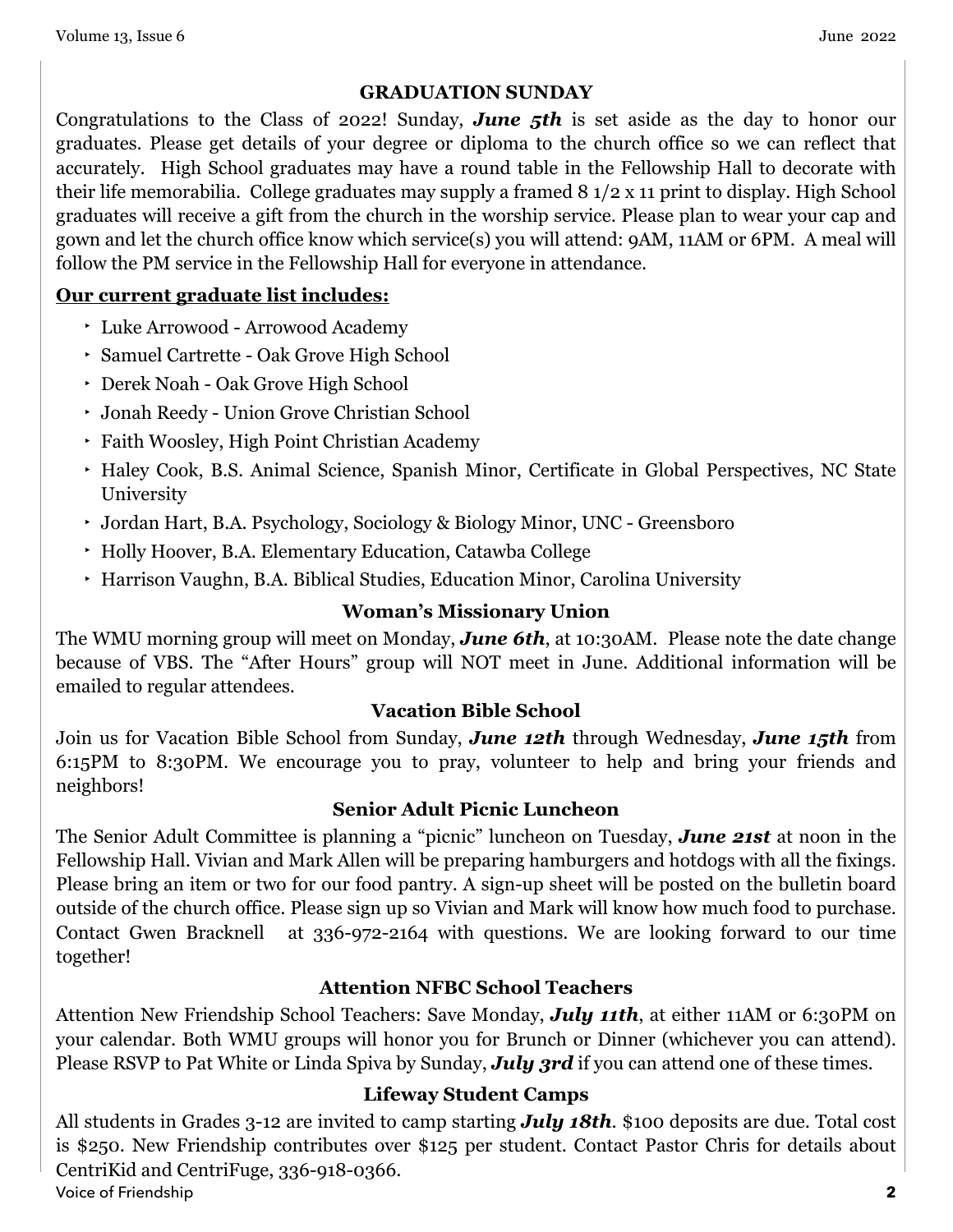## GRADUATION SUNDAY

Congratulations to the Class of 2022! Sunday, ***June 5th*** is set aside as the day to honor our graduates. Please get details of your degree or diploma to the church office so we can reflect that accurately. High School graduates may have a round table in the Fellowship Hall to decorate with their life memorabilia. College graduates may supply a framed 8 1/2 x 11 print to display. High School graduates will receive a gift from the church in the worship service. Please plan to wear your cap and gown and let the church office know which service(s) you will attend: 9AM, 11AM or 6PM. A meal will follow the PM service in the Fellowship Hall for everyone in attendance.

**Our current graduate list includes:**

- Luke Arrowood - Arrowood Academy
- Samuel Cartrette - Oak Grove High School
- Derek Noah - Oak Grove High School
- Jonah Reedy - Union Grove Christian School
- Faith Woosley, High Point Christian Academy
- Haley Cook, B.S. Animal Science, Spanish Minor, Certificate in Global Perspectives, NC State University
- Jordan Hart, B.A. Psychology, Sociology & Biology Minor, UNC - Greensboro
- Holly Hoover, B.A. Elementary Education, Catawba College
- Harrison Vaughn, B.A. Biblical Studies, Education Minor, Carolina University

## Woman's Missionary Union

The WMU morning group will meet on Monday, ***June 6th***, at 10:30AM. Please note the date change because of VBS. The "After Hours" group will NOT meet in June. Additional information will be emailed to regular attendees.

## Vacation Bible School

Join us for Vacation Bible School from Sunday, ***June 12th*** through Wednesday, ***June 15th*** from 6:15PM to 8:30PM. We encourage you to pray, volunteer to help and bring your friends and neighbors!

## Senior Adult Picnic Luncheon

The Senior Adult Committee is planning a "picnic" luncheon on Tuesday, ***June 21st*** at noon in the Fellowship Hall. Vivian and Mark Allen will be preparing hamburgers and hotdogs with all the fixings. Please bring an item or two for our food pantry. A sign-up sheet will be posted on the bulletin board outside of the church office. Please sign up so Vivian and Mark will know how much food to purchase. Contact Gwen Bracknell at 336-972-2164 with questions. We are looking forward to our time together!

## Attention NFBC School Teachers

Attention New Friendship School Teachers: Save Monday, ***July 11th***, at either 11AM or 6:30PM on your calendar. Both WMU groups will honor you for Brunch or Dinner (whichever you can attend). Please RSVP to Pat White or Linda Spiva by Sunday, ***July 3rd*** if you can attend one of these times.

## Lifeway Student Camps

All students in Grades 3-12 are invited to camp starting ***July 18th***. $100 deposits are due. Total cost is $250. New Friendship contributes over $125 per student. Contact Pastor Chris for details about CentriKid and CentriFuge, 336-918-0366.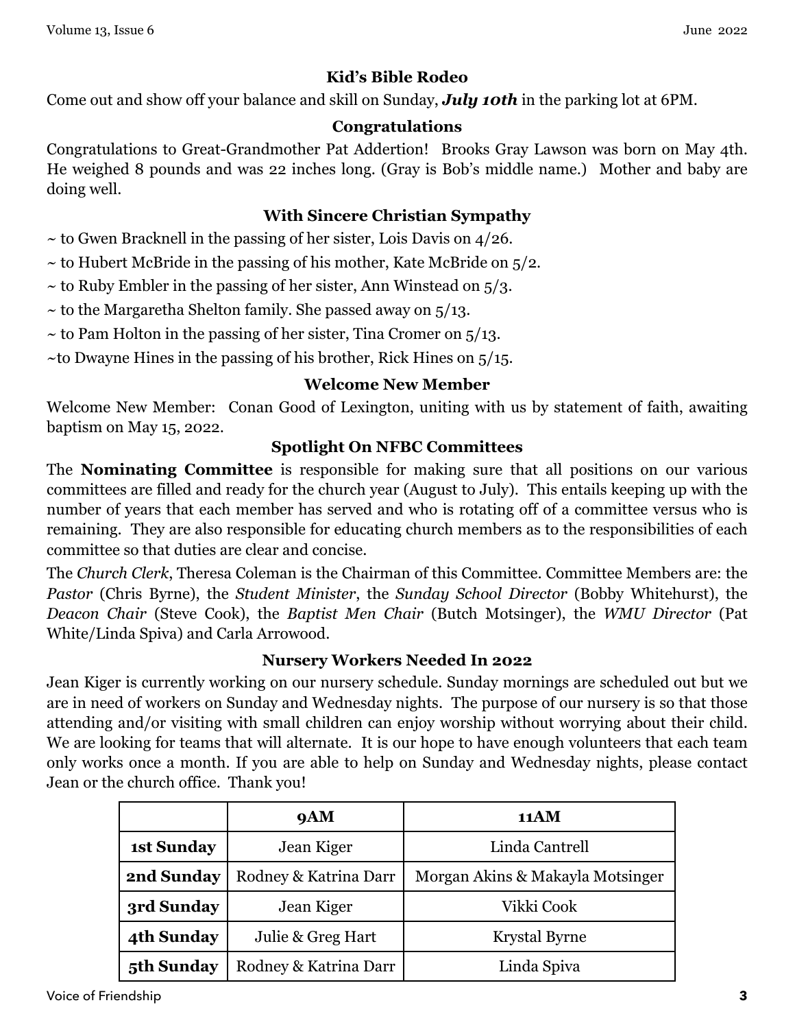## Kid's Bible Rodeo

Come out and show off your balance and skill on Sunday, ***July 10th*** in the parking lot at 6PM.

## Congratulations

Congratulations to Great-Grandmother Pat Addertion! Brooks Gray Lawson was born on May 4th. He weighed 8 pounds and was 22 inches long. (Gray is Bob's middle name.) Mother and baby are doing well.

## With Sincere Christian Sympathy

~ to Gwen Bracknell in the passing of her sister, Lois Davis on 4/26.

~ to Hubert McBride in the passing of his mother, Kate McBride on 5/2.

~ to Ruby Embler in the passing of her sister, Ann Winstead on 5/3.

~ to the Margaretha Shelton family. She passed away on 5/13.

~ to Pam Holton in the passing of her sister, Tina Cromer on 5/13.

~to Dwayne Hines in the passing of his brother, Rick Hines on 5/15.

## Welcome New Member

Welcome New Member: Conan Good of Lexington, uniting with us by statement of faith, awaiting baptism on May 15, 2022.

## Spotlight On NFBC Committees

The **Nominating Committee** is responsible for making sure that all positions on our various committees are filled and ready for the church year (August to July). This entails keeping up with the number of years that each member has served and who is rotating off of a committee versus who is remaining. They are also responsible for educating church members as to the responsibilities of each committee so that duties are clear and concise.

The *Church Clerk*, Theresa Coleman is the Chairman of this Committee. Committee Members are: the *Pastor* (Chris Byrne), the *Student Minister*, the *Sunday School Director* (Bobby Whitehurst), the *Deacon Chair* (Steve Cook), the *Baptist Men Chair* (Butch Motsinger), the *WMU Director* (Pat White/Linda Spiva) and Carla Arrowood.

## Nursery Workers Needed In 2022

Jean Kiger is currently working on our nursery schedule. Sunday mornings are scheduled out but we are in need of workers on Sunday and Wednesday nights. The purpose of our nursery is so that those attending and/or visiting with small children can enjoy worship without worrying about their child. We are looking for teams that will alternate. It is our hope to have enough volunteers that each team only works once a month. If you are able to help on Sunday and Wednesday nights, please contact Jean or the church office. Thank you!

| | 9AM | 11AM |
|---|---|---|
| **1st Sunday** | Jean Kiger | Linda Cantrell |
| **2nd Sunday** | Rodney & Katrina Darr | Morgan Akins & Makayla Motsinger |
| **3rd Sunday** | Jean Kiger | Vikki Cook |
| **4th Sunday** | Julie & Greg Hart | Krystal Byrne |
| **5th Sunday** | Rodney & Katrina Darr | Linda Spiva |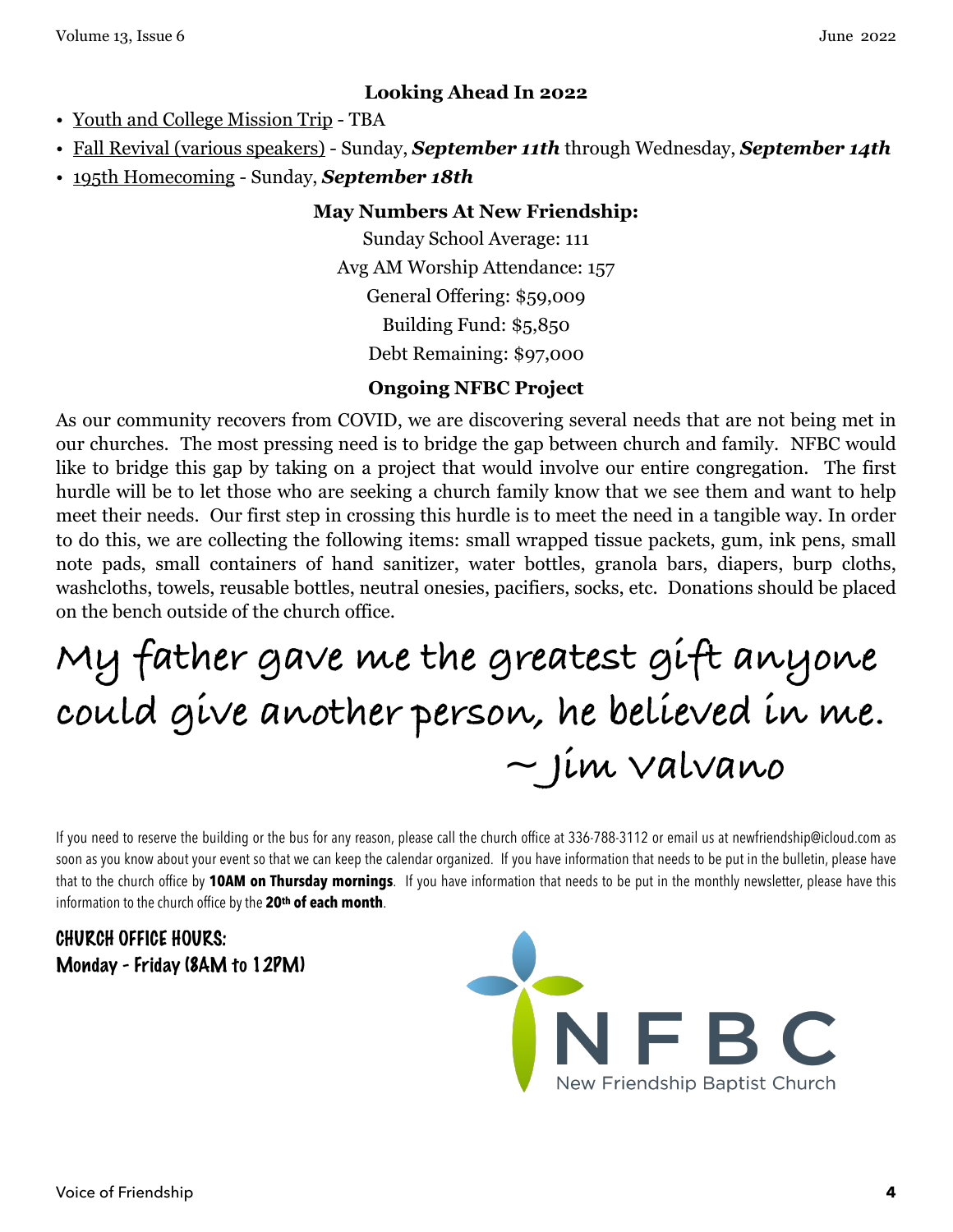## Looking Ahead In 2022

- Youth and College Mission Trip - TBA
- Fall Revival (various speakers) - Sunday, ***September 11th*** through Wednesday, ***September 14th***
- 195th Homecoming - Sunday, ***September 18th***

## May Numbers At New Friendship:

Sunday School Average: 111

Avg AM Worship Attendance: 157

General Offering: $59,009

Building Fund: $5,850

Debt Remaining: $97,000

## Ongoing NFBC Project

As our community recovers from COVID, we are discovering several needs that are not being met in our churches. The most pressing need is to bridge the gap between church and family. NFBC would like to bridge this gap by taking on a project that would involve our entire congregation. The first hurdle will be to let those who are seeking a church family know that we see them and want to help meet their needs. Our first step in crossing this hurdle is to meet the need in a tangible way. In order to do this, we are collecting the following items: small wrapped tissue packets, gum, ink pens, small note pads, small containers of hand sanitizer, water bottles, granola bars, diapers, burp cloths, washcloths, towels, reusable bottles, neutral onesies, pacifiers, socks, etc. Donations should be placed on the bench outside of the church office.

My father gave me the greatest gift anyone could give another person, he believed in me.
~Jim Valvano

If you need to reserve the building or the bus for any reason, please call the church office at 336-788-3112 or email us at newfriendship@icloud.com as soon as you know about your event so that we can keep the calendar organized. If you have information that needs to be put in the bulletin, please have that to the church office by **10AM on Thursday mornings**. If you have information that needs to be put in the monthly newsletter, please have this information to the church office by the **20th of each month**.

**CHURCH OFFICE HOURS:**
**Monday - Friday (8AM to 12PM)**

NFBC
New Friendship Baptist Church